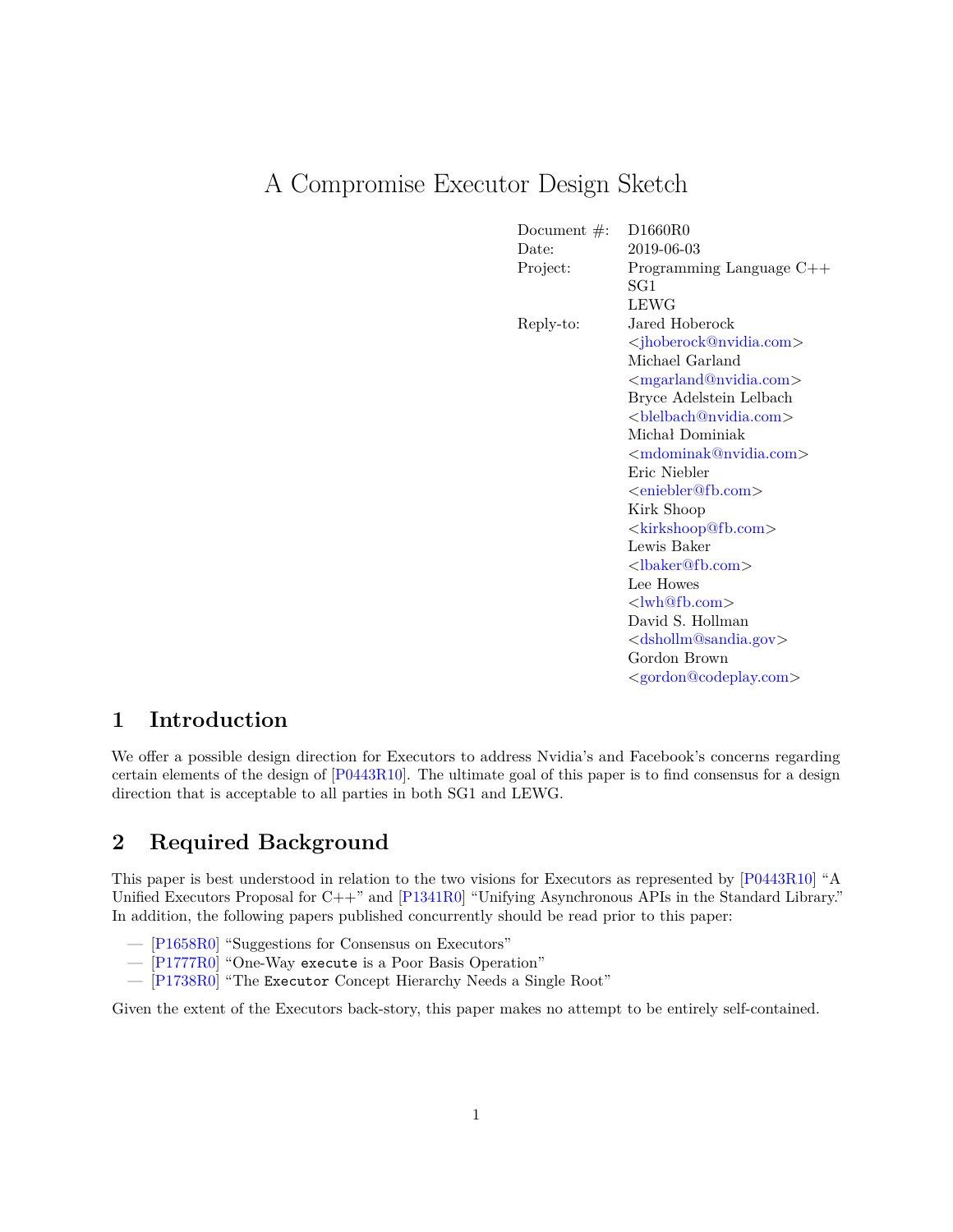# A Compromise Executor Design Sketch

| | |
|---|---|
| Document #: | D1660R0 |
| Date: | 2019-06-03 |
| Project: | Programming Language C++<br>SG1<br>LEWG |
| Reply-to: | Jared Hoberock<br><jhoberock@nvidia.com><br>Michael Garland<br><mgarland@nvidia.com><br>Bryce Adelstein Lelbach<br><blelbach@nvidia.com><br>Michał Dominiak<br><mdominak@nvidia.com><br>Eric Niebler<br><eniebler@fb.com><br>Kirk Shoop<br><kirkshoop@fb.com><br>Lewis Baker<br><lbaker@fb.com><br>Lee Howes<br><lwh@fb.com><br>David S. Hollman<br><dshollm@sandia.gov><br>Gordon Brown<br><gordon@codeplay.com> |

## 1 Introduction

We offer a possible design direction for Executors to address Nvidia's and Facebook's concerns regarding certain elements of the design of [P0443R10]. The ultimate goal of this paper is to find consensus for a design direction that is acceptable to all parties in both SG1 and LEWG.

## 2 Required Background

This paper is best understood in relation to the two visions for Executors as represented by [P0443R10] "A Unified Executors Proposal for C++" and [P1341R0] "Unifying Asynchronous APIs in the Standard Library." In addition, the following papers published concurrently should be read prior to this paper:

- [P1658R0] "Suggestions for Consensus on Executors"
- [P1777R0] "One-Way `execute` is a Poor Basis Operation"
- [P1738R0] "The `Executor` Concept Hierarchy Needs a Single Root"

Given the extent of the Executors back-story, this paper makes no attempt to be entirely self-contained.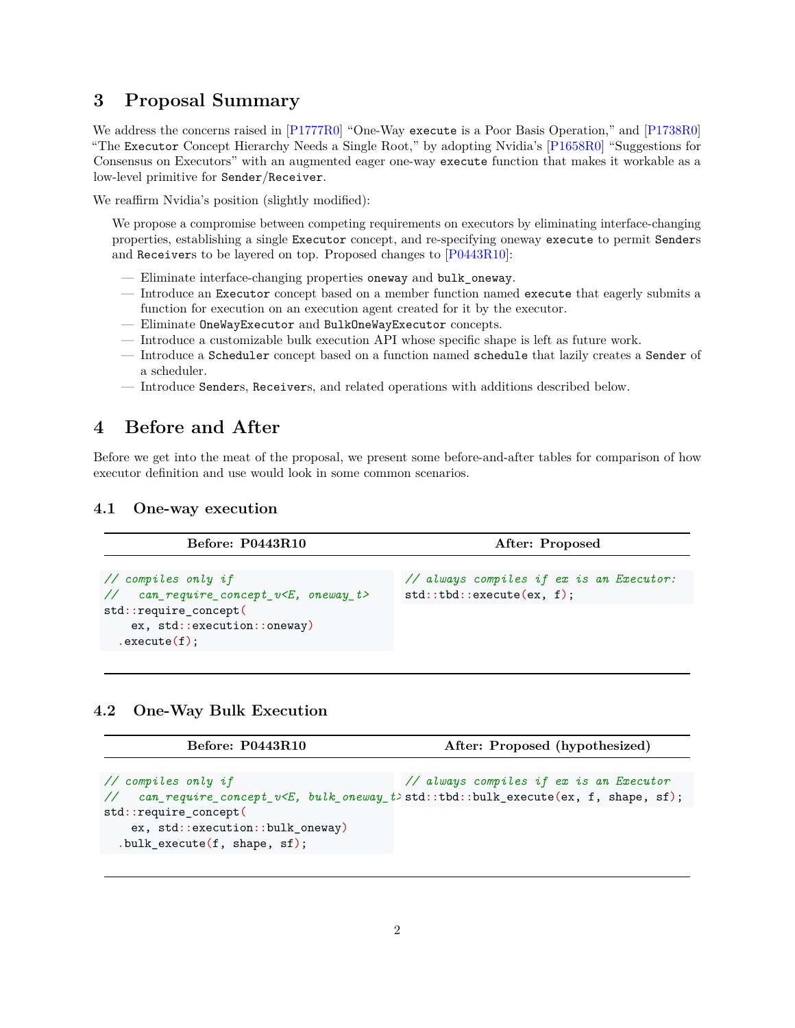## 3 Proposal Summary

We address the concerns raised in [P1777R0] "One-Way `execute` is a Poor Basis Operation," and [P1738R0] "The `Executor` Concept Hierarchy Needs a Single Root," by adopting Nvidia's [P1658R0] "Suggestions for Consensus on Executors" with an augmented eager one-way `execute` function that makes it workable as a low-level primitive for `Sender`/`Receiver`.

We reaffirm Nvidia's position (slightly modified):

> We propose a compromise between competing requirements on executors by eliminating interface-changing properties, establishing a single `Executor` concept, and re-specifying oneway `execute` to permit `Sender`s and `Receiver`s to be layered on top. Proposed changes to [P0443R10]:
>
> - Eliminate interface-changing properties `oneway` and `bulk_oneway`.
> - Introduce an `Executor` concept based on a member function named `execute` that eagerly submits a function for execution on an execution agent created for it by the executor.
> - Eliminate `OneWayExecutor` and `BulkOneWayExecutor` concepts.
> - Introduce a customizable bulk execution API whose specific shape is left as future work.
> - Introduce a `Scheduler` concept based on a function named `schedule` that lazily creates a `Sender` of a scheduler.
> - Introduce `Sender`s, `Receiver`s, and related operations with additions described below.

## 4 Before and After

Before we get into the meat of the proposal, we present some before-and-after tables for comparison of how executor definition and use would look in some common scenarios.

### 4.1 One-way execution

| Before: P0443R10 | After: Proposed |
|---|---|
| `// compiles only if`<br>`//   can_require_concept_v<E, oneway_t>`<br>`std::require_concept(`<br>`    ex, std::execution::oneway)`<br>`  .execute(f);` | `// always compiles if ex is an Executor:`<br>`std::tbd::execute(ex, f);` |

### 4.2 One-Way Bulk Execution

| Before: P0443R10 | After: Proposed (hypothesized) |
|---|---|
| `// compiles only if`<br>`//   can_require_concept_v<E, bulk_oneway_t>`<br>`std::require_concept(`<br>`    ex, std::execution::bulk_oneway)`<br>`  .bulk_execute(f, shape, sf);` | `// always compiles if ex is an Executor`<br>`std::tbd::bulk_execute(ex, f, shape, sf);` |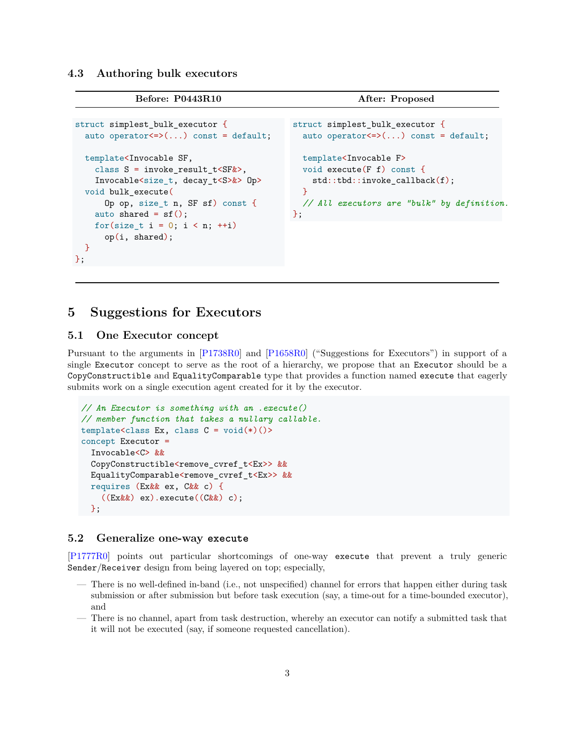### 4.3 Authoring bulk executors

**Before: P0443R10**

```cpp
struct simplest_bulk_executor {
  auto operator<=>(...) const = default;

  template<Invocable SF,
    class S = invoke_result_t<SF&>,
    Invocable<size_t, decay_t<S>&> Op>
  void bulk_execute(
      Op op, size_t n, SF sf) const {
    auto shared = sf();
    for(size_t i = 0; i < n; ++i)
      op(i, shared);
  }
};
```

**After: Proposed**

```cpp
struct simplest_bulk_executor {
  auto operator<=>(...) const = default;

  template<Invocable F>
  void execute(F f) const {
    std::tbd::invoke_callback(f);
  }
  // All executors are "bulk" by definition.
};
```

## 5 Suggestions for Executors

### 5.1 One Executor concept

Pursuant to the arguments in [P1738R0] and [P1658R0] ("Suggestions for Executors") in support of a single `Executor` concept to serve as the root of a hierarchy, we propose that an `Executor` should be a `CopyConstructible` and `EqualityComparable` type that provides a function named `execute` that eagerly submits work on a single execution agent created for it by the executor.

```cpp
// An Executor is something with an .execute()
// member function that takes a nullary callable.
template<class Ex, class C = void(*)()>
concept Executor =
  Invocable<C> &&
  CopyConstructible<remove_cvref_t<Ex>> &&
  EqualityComparable<remove_cvref_t<Ex>> &&
  requires (Ex&& ex, C&& c) {
    ((Ex&&) ex).execute((C&&) c);
  };
```

### 5.2 Generalize one-way `execute`

[P1777R0] points out particular shortcomings of one-way `execute` that prevent a truly generic `Sender`/`Receiver` design from being layered on top; especially,

- There is no well-defined in-band (i.e., not unspecified) channel for errors that happen either during task submission or after submission but before task execution (say, a time-out for a time-bounded executor), and
- There is no channel, apart from task destruction, whereby an executor can notify a submitted task that it will not be executed (say, if someone requested cancellation).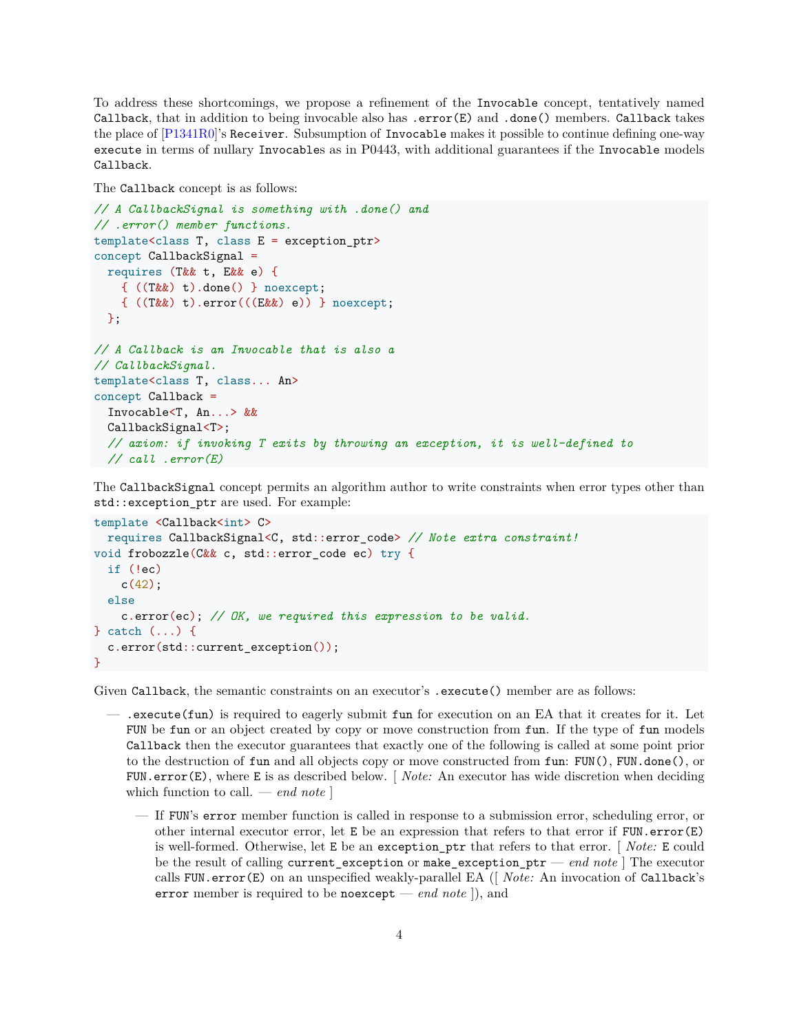To address these shortcomings, we propose a refinement of the `Invocable` concept, tentatively named `Callback`, that in addition to being invocable also has `.error(E)` and `.done()` members. `Callback` takes the place of [P1341R0]'s `Receiver`. Subsumption of `Invocable` makes it possible to continue defining one-way `execute` in terms of nullary `Invocable`s as in P0443, with additional guarantees if the `Invocable` models `Callback`.

The `Callback` concept is as follows:

```
// A CallbackSignal is something with .done() and
// .error() member functions.
template<class T, class E = exception_ptr>
concept CallbackSignal =
  requires (T&& t, E&& e) {
    { ((T&&) t).done() } noexcept;
    { ((T&&) t).error(((E&&) e)) } noexcept;
  };

// A Callback is an Invocable that is also a
// CallbackSignal.
template<class T, class... An>
concept Callback =
  Invocable<T, An...> &&
  CallbackSignal<T>;
  // axiom: if invoking T exits by throwing an exception, it is well-defined to
  // call .error(E)
```

The `CallbackSignal` concept permits an algorithm author to write constraints when error types other than `std::exception_ptr` are used. For example:

```
template <Callback<int> C>
  requires CallbackSignal<C, std::error_code> // Note extra constraint!
void frobozzle(C&& c, std::error_code ec) try {
  if (!ec)
    c(42);
  else
    c.error(ec); // OK, we required this expression to be valid.
} catch (...) {
  c.error(std::current_exception());
}
```

Given `Callback`, the semantic constraints on an executor's `.execute()` member are as follows:

- `.execute(fun)` is required to eagerly submit `fun` for execution on an EA that it creates for it. Let `FUN` be `fun` or an object created by copy or move construction from `fun`. If the type of `fun` models `Callback` then the executor guarantees that exactly one of the following is called at some point prior to the destruction of `fun` and all objects copy or move constructed from `fun`: `FUN()`, `FUN.done()`, or `FUN.error(E)`, where `E` is as described below. [ *Note:* An executor has wide discretion when deciding which function to call. — *end note* ]
  - If `FUN`'s `error` member function is called in response to a submission error, scheduling error, or other internal executor error, let `E` be an expression that refers to that error if `FUN.error(E)` is well-formed. Otherwise, let `E` be an `exception_ptr` that refers to that error. [ *Note:* `E` could be the result of calling `current_exception` or `make_exception_ptr` — *end note* ] The executor calls `FUN.error(E)` on an unspecified weakly-parallel EA ([ *Note:* An invocation of `Callback`'s `error` member is required to be `noexcept` — *end note* ]), and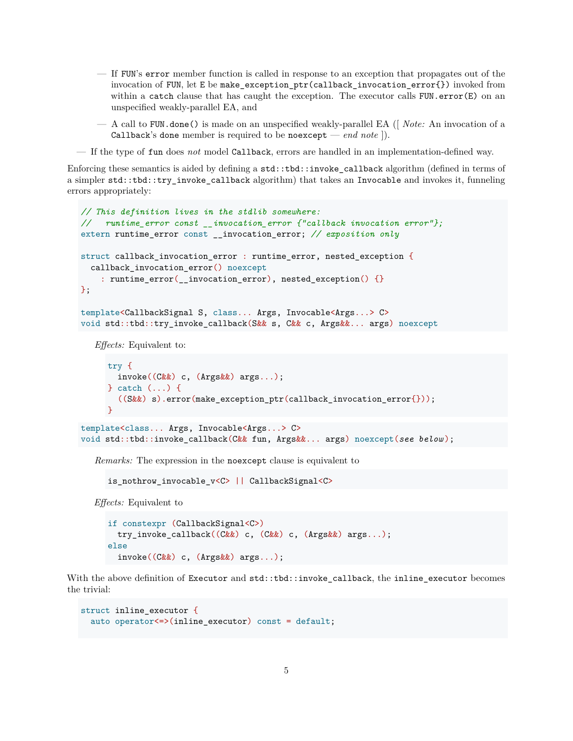- If `FUN`'s `error` member function is called in response to an exception that propagates out of the invocation of `FUN`, let `E` be `make_exception_ptr(callback_invocation_error{})` invoked from within a `catch` clause that has caught the exception. The executor calls `FUN.error(E)` on an unspecified weakly-parallel EA, and
   - A call to `FUN.done()` is made on an unspecified weakly-parallel EA ([ *Note:* An invocation of a `Callback`'s `done` member is required to be `noexcept` — *end note* ]).
- If the type of `fun` does *not* model `Callback`, errors are handled in an implementation-defined way.

Enforcing these semantics is aided by defining a `std::tbd::invoke_callback` algorithm (defined in terms of a simpler `std::tbd::try_invoke_callback` algorithm) that takes an `Invocable` and invokes it, funneling errors appropriately:

```
// This definition lives in the stdlib somewhere:
//   runtime_error const __invocation_error {"callback invocation error"};
extern runtime_error const __invocation_error; // exposition only

struct callback_invocation_error : runtime_error, nested_exception {
  callback_invocation_error() noexcept
    : runtime_error(__invocation_error), nested_exception() {}
};

template<CallbackSignal S, class... Args, Invocable<Args...> C>
void std::tbd::try_invoke_callback(S&& s, C&& c, Args&&... args) noexcept
```

*Effects:* Equivalent to:

```
try {
  invoke((C&&) c, (Args&&) args...);
} catch (...) {
  ((S&&) s).error(make_exception_ptr(callback_invocation_error{}));
}
```

```
template<class... Args, Invocable<Args...> C>
void std::tbd::invoke_callback(C&& fun, Args&&... args) noexcept(see below);
```

*Remarks:* The expression in the `noexcept` clause is equivalent to

```
is_nothrow_invocable_v<C> || CallbackSignal<C>
```

*Effects:* Equivalent to

```
if constexpr (CallbackSignal<C>)
  try_invoke_callback((C&&) c, (C&&) c, (Args&&) args...);
else
  invoke((C&&) c, (Args&&) args...);
```

With the above definition of `Executor` and `std::tbd::invoke_callback`, the `inline_executor` becomes the trivial:

```
struct inline_executor {
  auto operator<=>(inline_executor) const = default;
```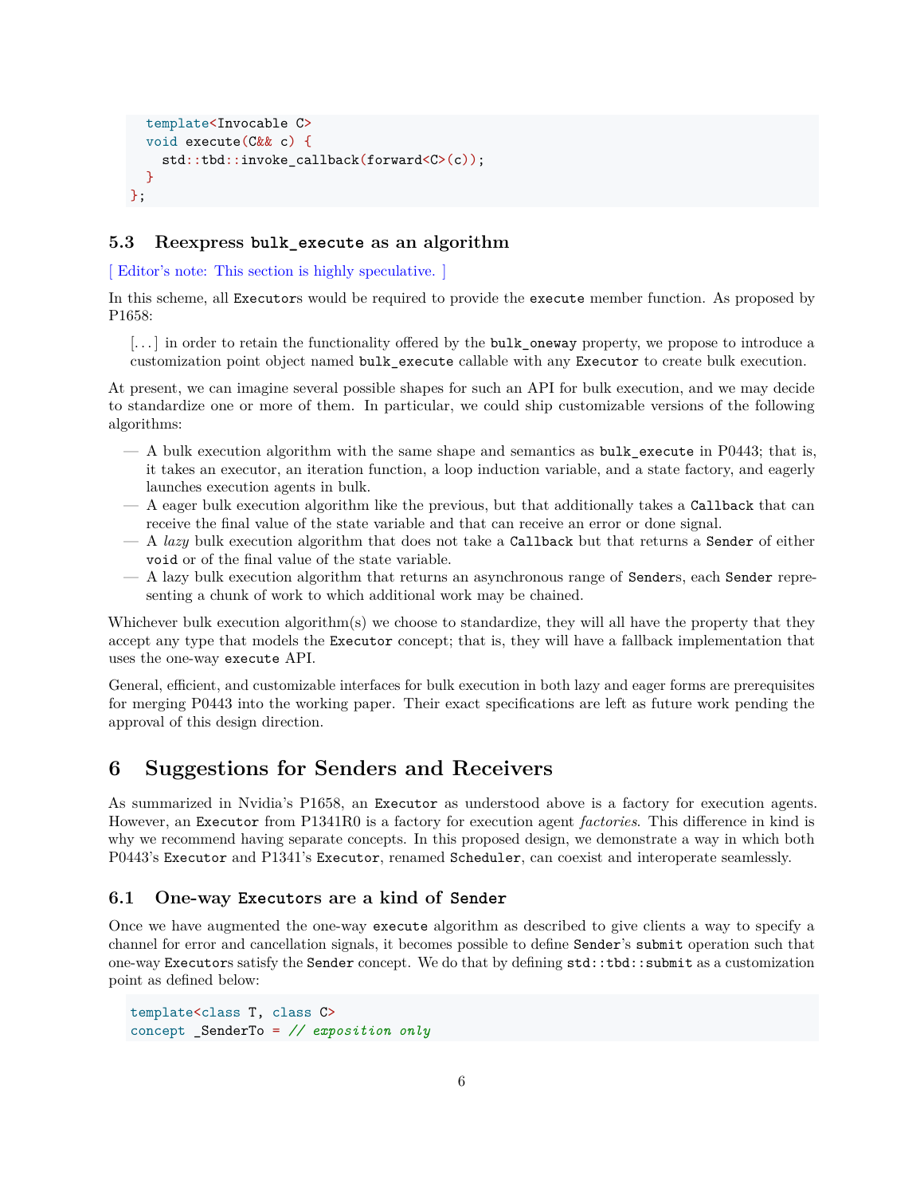```
  template<Invocable C>
  void execute(C&& c) {
    std::tbd::invoke_callback(forward<C>(c));
  }
};
```

### 5.3 Reexpress `bulk_execute` as an algorithm

[ Editor's note: This section is highly speculative. ]

In this scheme, all `Executor`s would be required to provide the `execute` member function. As proposed by P1658:

> [. . . ] in order to retain the functionality offered by the `bulk_oneway` property, we propose to introduce a customization point object named `bulk_execute` callable with any `Executor` to create bulk execution.

At present, we can imagine several possible shapes for such an API for bulk execution, and we may decide to standardize one or more of them. In particular, we could ship customizable versions of the following algorithms:

- A bulk execution algorithm with the same shape and semantics as `bulk_execute` in P0443; that is, it takes an executor, an iteration function, a loop induction variable, and a state factory, and eagerly launches execution agents in bulk.
- A eager bulk execution algorithm like the previous, but that additionally takes a `Callback` that can receive the final value of the state variable and that can receive an error or done signal.
- A *lazy* bulk execution algorithm that does not take a `Callback` but that returns a `Sender` of either `void` or of the final value of the state variable.
- A lazy bulk execution algorithm that returns an asynchronous range of `Sender`s, each `Sender` representing a chunk of work to which additional work may be chained.

Whichever bulk execution algorithm(s) we choose to standardize, they will all have the property that they accept any type that models the `Executor` concept; that is, they will have a fallback implementation that uses the one-way `execute` API.

General, efficient, and customizable interfaces for bulk execution in both lazy and eager forms are prerequisites for merging P0443 into the working paper. Their exact specifications are left as future work pending the approval of this design direction.

## 6 Suggestions for Senders and Receivers

As summarized in Nvidia's P1658, an `Executor` as understood above is a factory for execution agents. However, an `Executor` from P1341R0 is a factory for execution agent *factories*. This difference in kind is why we recommend having separate concepts. In this proposed design, we demonstrate a way in which both P0443's `Executor` and P1341's `Executor`, renamed `Scheduler`, can coexist and interoperate seamlessly.

### 6.1 One-way `Executors` are a kind of `Sender`

Once we have augmented the one-way `execute` algorithm as described to give clients a way to specify a channel for error and cancellation signals, it becomes possible to define `Sender`'s `submit` operation such that one-way `Executor`s satisfy the `Sender` concept. We do that by defining `std::tbd::submit` as a customization point as defined below:

```
template<class T, class C>
concept _SenderTo = // exposition only
```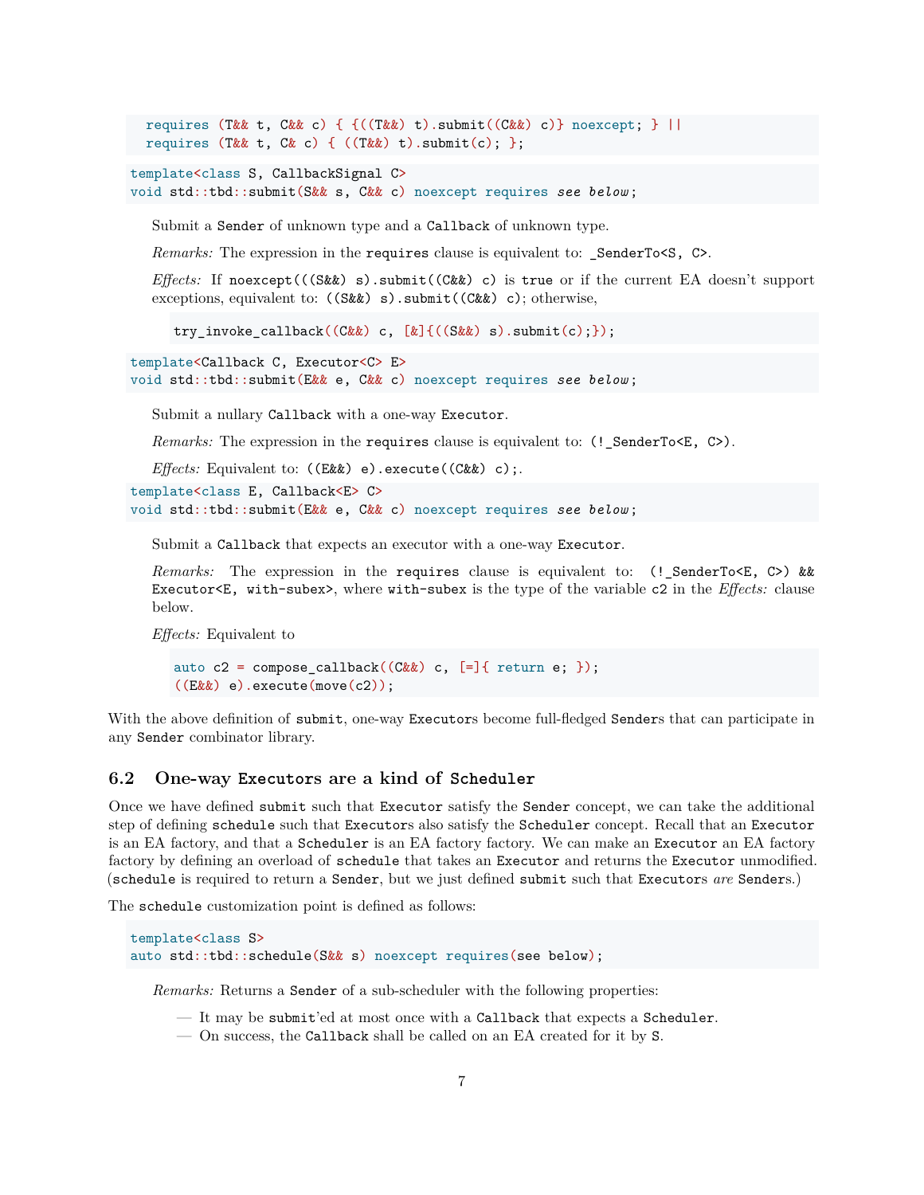```
  requires (T&& t, C&& c) { {((T&&) t).submit((C&&) c)} noexcept; } ||
  requires (T&& t, C& c) { ((T&&) t).submit(c); };
```

```
template<class S, CallbackSignal C>
void std::tbd::submit(S&& s, C&& c) noexcept requires see below;
```

Submit a `Sender` of unknown type and a `Callback` of unknown type.

*Remarks:* The expression in the `requires` clause is equivalent to: `_SenderTo<S, C>`.

*Effects:* If `noexcept(((S&&) s).submit((C&&) c)` is `true` or if the current EA doesn't support exceptions, equivalent to: `((S&&) s).submit((C&&) c)`; otherwise,

```
try_invoke_callback((C&&) c, [&]{((S&&) s).submit(c);});
```

```
template<Callback C, Executor<C> E>
void std::tbd::submit(E&& e, C&& c) noexcept requires see below;
```

Submit a nullary `Callback` with a one-way `Executor`.

*Remarks:* The expression in the `requires` clause is equivalent to: `(!_SenderTo<E, C>)`.

*Effects:* Equivalent to: `((E&&) e).execute((C&&) c);`.

```
template<class E, Callback<E> C>
void std::tbd::submit(E&& e, C&& c) noexcept requires see below;
```

Submit a `Callback` that expects an executor with a one-way `Executor`.

*Remarks:* The expression in the `requires` clause is equivalent to: `(!_SenderTo<E, C>) && Executor<E, with-subex>`, where `with-subex` is the type of the variable `c2` in the *Effects:* clause below.

*Effects:* Equivalent to

```
auto c2 = compose_callback((C&&) c, [=]{ return e; });
((E&&) e).execute(move(c2));
```

With the above definition of `submit`, one-way `Executor`s become full-fledged `Sender`s that can participate in any `Sender` combinator library.

## 6.2 One-way Executors are a kind of Scheduler

Once we have defined `submit` such that `Executor` satisfy the `Sender` concept, we can take the additional step of defining `schedule` such that `Executor`s also satisfy the `Scheduler` concept. Recall that an `Executor` is an EA factory, and that a `Scheduler` is an EA factory factory. We can make an `Executor` an EA factory factory by defining an overload of `schedule` that takes an `Executor` and returns the `Executor` unmodified. (`schedule` is required to return a `Sender`, but we just defined `submit` such that `Executor`s *are* `Sender`s.)

The `schedule` customization point is defined as follows:

```
template<class S>
auto std::tbd::schedule(S&& s) noexcept requires(see below);
```

*Remarks:* Returns a `Sender` of a sub-scheduler with the following properties:

- It may be `submit`'ed at most once with a `Callback` that expects a `Scheduler`.
- On success, the `Callback` shall be called on an EA created for it by `S`.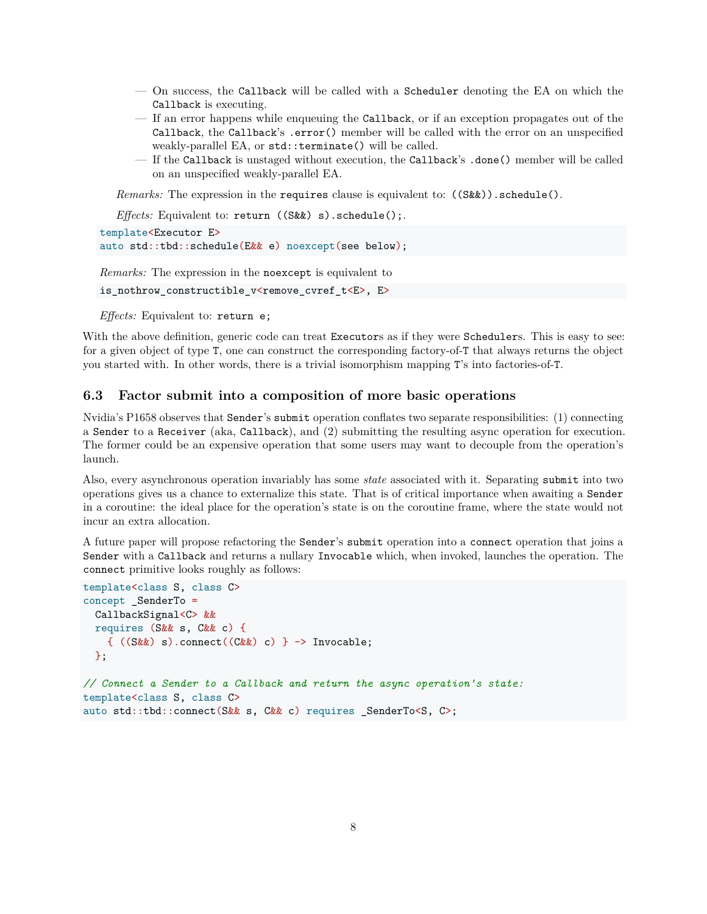— On success, the `Callback` will be called with a `Scheduler` denoting the EA on which the `Callback` is executing.
— If an error happens while enqueuing the `Callback`, or if an exception propagates out of the `Callback`, the `Callback`'s `.error()` member will be called with the error on an unspecified weakly-parallel EA, or `std::terminate()` will be called.
— If the `Callback` is unstaged without execution, the `Callback`'s `.done()` member will be called on an unspecified weakly-parallel EA.

*Remarks:* The expression in the `requires` clause is equivalent to: `((S&&)).schedule()`.

*Effects:* Equivalent to: `return ((S&&) s).schedule();`.

```
template<Executor E>
auto std::tbd::schedule(E&& e) noexcept(see below);
```

*Remarks:* The expression in the `noexcept` is equivalent to

```
is_nothrow_constructible_v<remove_cvref_t<E>, E>
```

*Effects:* Equivalent to: `return e;`

With the above definition, generic code can treat `Executor`s as if they were `Scheduler`s. This is easy to see: for a given object of type `T`, one can construct the corresponding factory-of-`T` that always returns the object you started with. In other words, there is a trivial isomorphism mapping `T`'s into factories-of-`T`.

## 6.3 Factor submit into a composition of more basic operations

Nvidia's P1658 observes that `Sender`'s `submit` operation conflates two separate responsibilities: (1) connecting a `Sender` to a `Receiver` (aka, `Callback`), and (2) submitting the resulting async operation for execution. The former could be an expensive operation that some users may want to decouple from the operation's launch.

Also, every asynchronous operation invariably has some *state* associated with it. Separating `submit` into two operations gives us a chance to externalize this state. That is of critical importance when awaiting a `Sender` in a coroutine: the ideal place for the operation's state is on the coroutine frame, where the state would not incur an extra allocation.

A future paper will propose refactoring the `Sender`'s `submit` operation into a `connect` operation that joins a `Sender` with a `Callback` and returns a nullary `Invocable` which, when invoked, launches the operation. The `connect` primitive looks roughly as follows:

```
template<class S, class C>
concept _SenderTo =
  CallbackSignal<C> &&
  requires (S&& s, C&& c) {
    { ((S&&) s).connect((C&&) c) } -> Invocable;
  };

// Connect a Sender to a Callback and return the async operation's state:
template<class S, class C>
auto std::tbd::connect(S&& s, C&& c) requires _SenderTo<S, C>;
```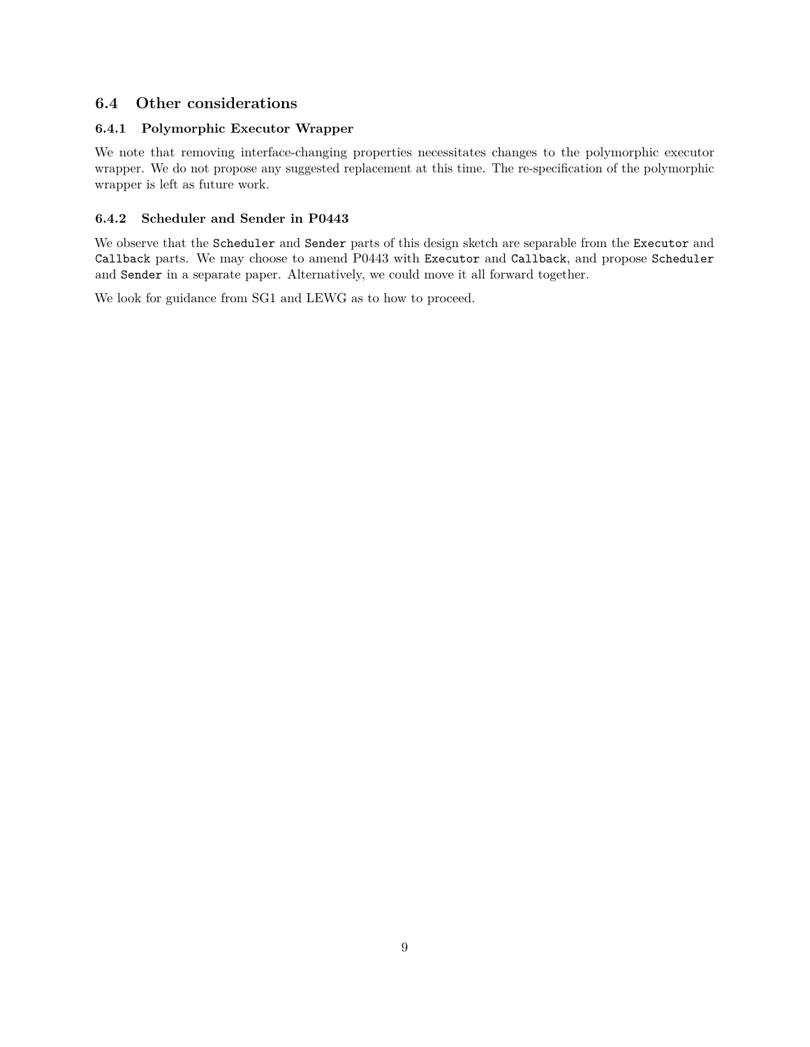## 6.4 Other considerations

### 6.4.1 Polymorphic Executor Wrapper

We note that removing interface-changing properties necessitates changes to the polymorphic executor wrapper. We do not propose any suggested replacement at this time. The re-specification of the polymorphic wrapper is left as future work.

### 6.4.2 Scheduler and Sender in P0443

We observe that the `Scheduler` and `Sender` parts of this design sketch are separable from the `Executor` and `Callback` parts. We may choose to amend P0443 with `Executor` and `Callback`, and propose `Scheduler` and `Sender` in a separate paper. Alternatively, we could move it all forward together.

We look for guidance from SG1 and LEWG as to how to proceed.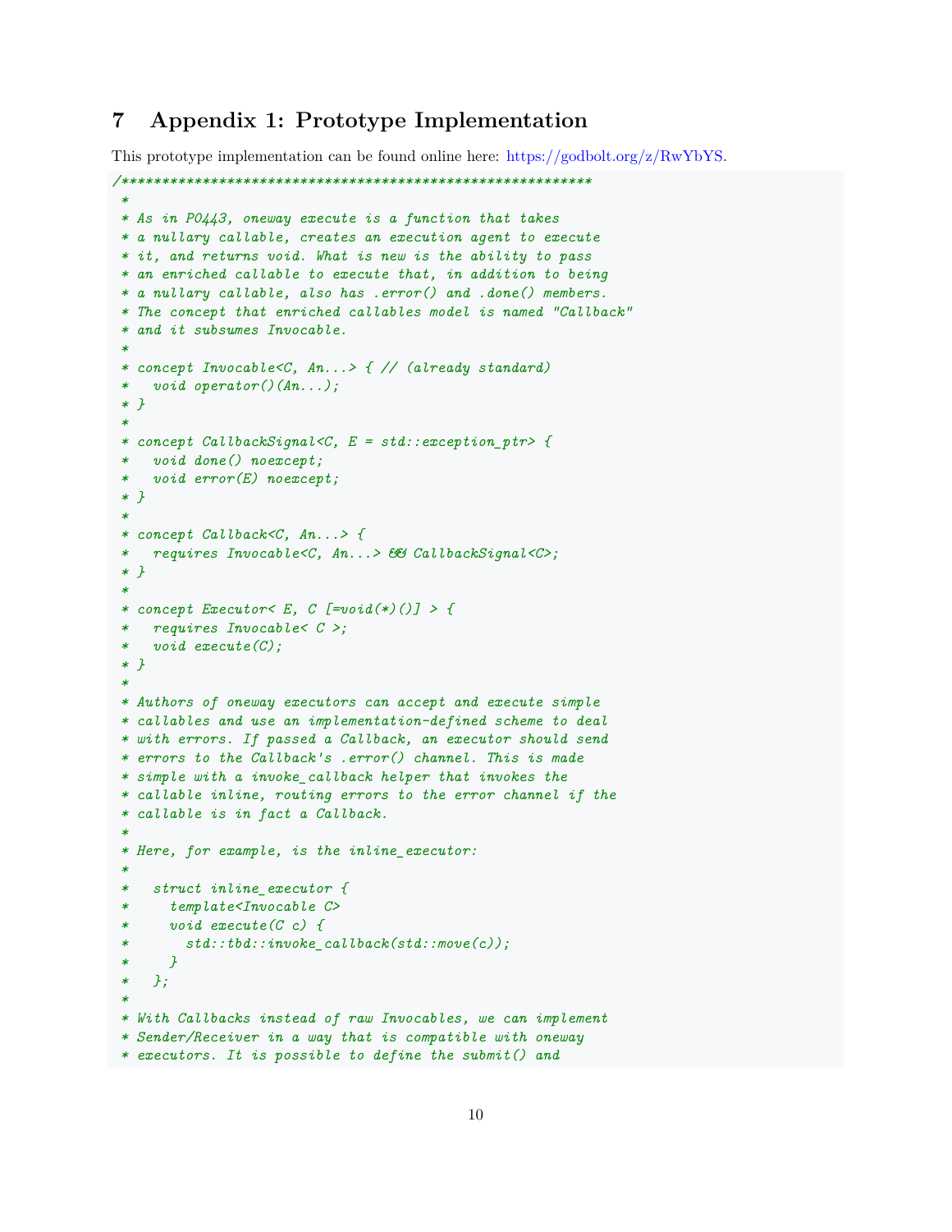# 7 Appendix 1: Prototype Implementation

This prototype implementation can be found online here: https://godbolt.org/z/RwYbYS.

```
/*********************************************************
 *
 * As in P0443, oneway execute is a function that takes
 * a nullary callable, creates an execution agent to execute
 * it, and returns void. What is new is the ability to pass
 * an enriched callable to execute that, in addition to being
 * a nullary callable, also has .error() and .done() members.
 * The concept that enriched callables model is named "Callback"
 * and it subsumes Invocable.
 *
 * concept Invocable<C, An...> { // (already standard)
 *   void operator()(An...);
 * }
 *
 * concept CallbackSignal<C, E = std::exception_ptr> {
 *   void done() noexcept;
 *   void error(E) noexcept;
 * }
 *
 * concept Callback<C, An...> {
 *   requires Invocable<C, An...> && CallbackSignal<C>;
 * }
 *
 * concept Executor< E, C [=void(*)()] > {
 *   requires Invocable< C >;
 *   void execute(C);
 * }
 *
 * Authors of oneway executors can accept and execute simple
 * callables and use an implementation-defined scheme to deal
 * with errors. If passed a Callback, an executor should send
 * errors to the Callback's .error() channel. This is made
 * simple with a invoke_callback helper that invokes the
 * callable inline, routing errors to the error channel if the
 * callable is in fact a Callback.
 *
 * Here, for example, is the inline_executor:
 *
 *   struct inline_executor {
 *     template<Invocable C>
 *     void execute(C c) {
 *       std::tbd::invoke_callback(std::move(c));
 *     }
 *   };
 *
 * With Callbacks instead of raw Invocables, we can implement
 * Sender/Receiver in a way that is compatible with oneway
 * executors. It is possible to define the submit() and
```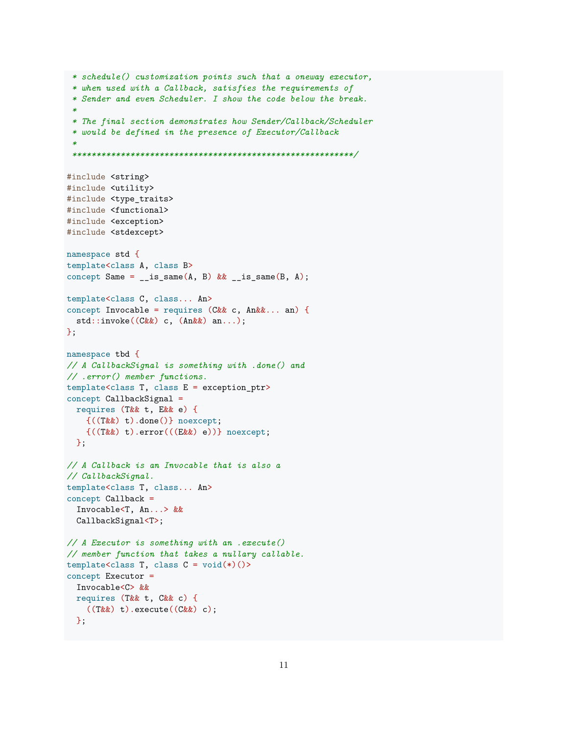```
 * schedule() customization points such that a oneway executor,
 * when used with a Callback, satisfies the requirements of
 * Sender and even Scheduler. I show the code below the break.
 *
 * The final section demonstrates how Sender/Callback/Scheduler
 * would be defined in the presence of Executor/Callback
 *
 **********************************************************/

#include <string>
#include <utility>
#include <type_traits>
#include <functional>
#include <exception>
#include <stdexcept>

namespace std {
template<class A, class B>
concept Same = __is_same(A, B) && __is_same(B, A);

template<class C, class... An>
concept Invocable = requires (C&& c, An&&... an) {
  std::invoke((C&&) c, (An&&) an...);
};

namespace tbd {
// A CallbackSignal is something with .done() and
// .error() member functions.
template<class T, class E = exception_ptr>
concept CallbackSignal =
  requires (T&& t, E&& e) {
    {((T&&) t).done()} noexcept;
    {((T&&) t).error(((E&&) e))} noexcept;
  };

// A Callback is an Invocable that is also a
// CallbackSignal.
template<class T, class... An>
concept Callback =
  Invocable<T, An...> &&
  CallbackSignal<T>;

// A Executor is something with an .execute()
// member function that takes a nullary callable.
template<class T, class C = void(*)()>
concept Executor =
  Invocable<C> &&
  requires (T&& t, C&& c) {
    ((T&&) t).execute((C&&) c);
  };
```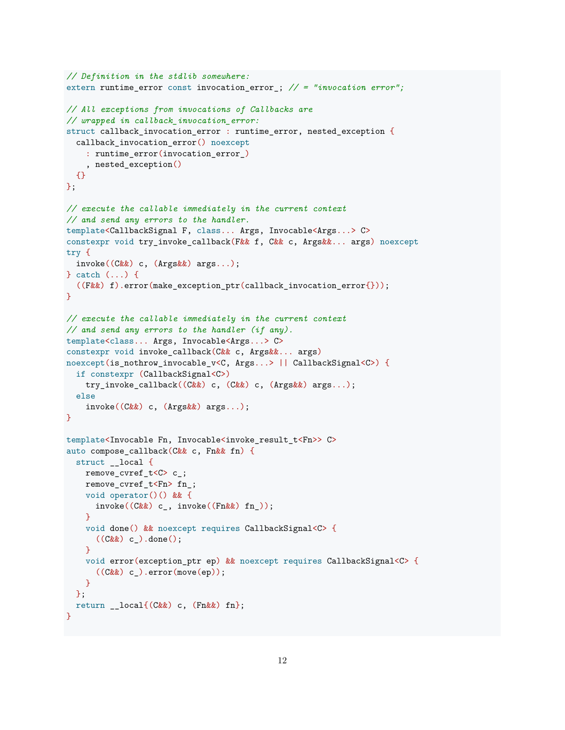```cpp
// Definition in the stdlib somewhere:
extern runtime_error const invocation_error_; // = "invocation error";

// All exceptions from invocations of Callbacks are
// wrapped in callback_invocation_error:
struct callback_invocation_error : runtime_error, nested_exception {
  callback_invocation_error() noexcept
    : runtime_error(invocation_error_)
    , nested_exception()
  {}
};

// execute the callable immediately in the current context
// and send any errors to the handler.
template<CallbackSignal F, class... Args, Invocable<Args...> C>
constexpr void try_invoke_callback(F&& f, C&& c, Args&&... args) noexcept
try {
  invoke((C&&) c, (Args&&) args...);
} catch (...) {
  ((F&&) f).error(make_exception_ptr(callback_invocation_error{}));
}

// execute the callable immediately in the current context
// and send any errors to the handler (if any).
template<class... Args, Invocable<Args...> C>
constexpr void invoke_callback(C&& c, Args&&... args)
noexcept(is_nothrow_invocable_v<C, Args...> || CallbackSignal<C>) {
  if constexpr (CallbackSignal<C>)
    try_invoke_callback((C&&) c, (C&&) c, (Args&&) args...);
  else
    invoke((C&&) c, (Args&&) args...);
}

template<Invocable Fn, Invocable<invoke_result_t<Fn>> C>
auto compose_callback(C&& c, Fn&& fn) {
  struct __local {
    remove_cvref_t<C> c_;
    remove_cvref_t<Fn> fn_;
    void operator()() && {
      invoke((C&&) c_, invoke((Fn&&) fn_));
    }
    void done() && noexcept requires CallbackSignal<C> {
      ((C&&) c_).done();
    }
    void error(exception_ptr ep) && noexcept requires CallbackSignal<C> {
      ((C&&) c_).error(move(ep));
    }
  };
  return __local{(C&&) c, (Fn&&) fn};
}
```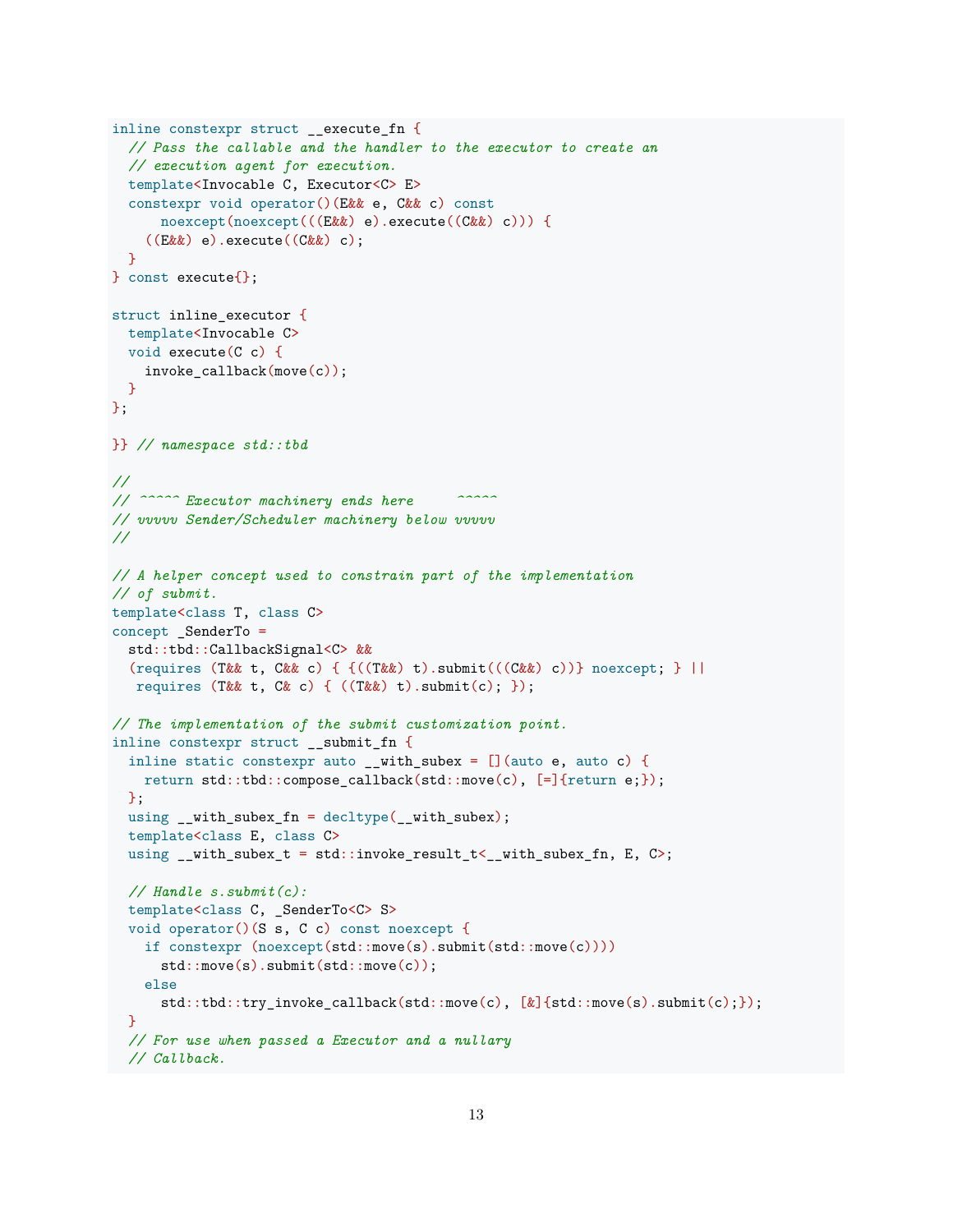```cpp
inline constexpr struct __execute_fn {
  // Pass the callable and the handler to the executor to create an
  // execution agent for execution.
  template<Invocable C, Executor<C> E>
  constexpr void operator()(E&& e, C&& c) const
      noexcept(noexcept(((E&&) e).execute((C&&) c))) {
    ((E&&) e).execute((C&&) c);
  }
} const execute{};

struct inline_executor {
  template<Invocable C>
  void execute(C c) {
    invoke_callback(move(c));
  }
};

}} // namespace std::tbd

//
// ^^^^^ Executor machinery ends here      ^^^^^
// vvvvv Sender/Scheduler machinery below vvvvv
//

// A helper concept used to constrain part of the implementation
// of submit.
template<class T, class C>
concept _SenderTo =
  std::tbd::CallbackSignal<C> &&
  (requires (T&& t, C&& c) { {((T&&) t).submit(((C&&) c))} noexcept; } ||
   requires (T&& t, C& c) { ((T&&) t).submit(c); });

// The implementation of the submit customization point.
inline constexpr struct __submit_fn {
  inline static constexpr auto __with_subex = [](auto e, auto c) {
    return std::tbd::compose_callback(std::move(c), [=]{return e;});
  };
  using __with_subex_fn = decltype(__with_subex);
  template<class E, class C>
  using __with_subex_t = std::invoke_result_t<__with_subex_fn, E, C>;

  // Handle s.submit(c):
  template<class C, _SenderTo<C> S>
  void operator()(S s, C c) const noexcept {
    if constexpr (noexcept(std::move(s).submit(std::move(c))))
      std::move(s).submit(std::move(c));
    else
      std::tbd::try_invoke_callback(std::move(c), [&]{std::move(s).submit(c);});
  }
  // For use when passed a Executor and a nullary
  // Callback.
```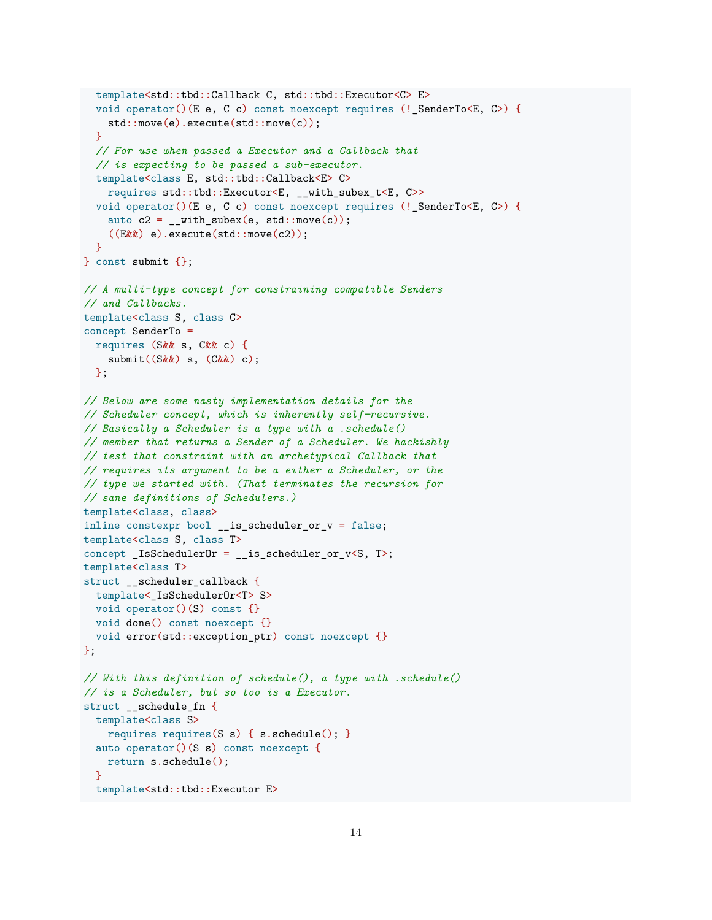```cpp
  template<std::tbd::Callback C, std::tbd::Executor<C> E>
  void operator()(E e, C c) const noexcept requires (!_SenderTo<E, C>) {
    std::move(e).execute(std::move(c));
  }
  // For use when passed a Executor and a Callback that
  // is expecting to be passed a sub-executor.
  template<class E, std::tbd::Callback<E> C>
    requires std::tbd::Executor<E, __with_subex_t<E, C>>
  void operator()(E e, C c) const noexcept requires (!_SenderTo<E, C>) {
    auto c2 = __with_subex(e, std::move(c));
    ((E&&) e).execute(std::move(c2));
  }
} const submit {};

// A multi-type concept for constraining compatible Senders
// and Callbacks.
template<class S, class C>
concept SenderTo =
  requires (S&& s, C&& c) {
    submit((S&&) s, (C&&) c);
  };

// Below are some nasty implementation details for the
// Scheduler concept, which is inherently self-recursive.
// Basically a Scheduler is a type with a .schedule()
// member that returns a Sender of a Scheduler. We hackishly
// test that constraint with an archetypical Callback that
// requires its argument to be a either a Scheduler, or the
// type we started with. (That terminates the recursion for
// sane definitions of Schedulers.)
template<class, class>
inline constexpr bool __is_scheduler_or_v = false;
template<class S, class T>
concept _IsSchedulerOr = __is_scheduler_or_v<S, T>;
template<class T>
struct __scheduler_callback {
  template<_IsSchedulerOr<T> S>
  void operator()(S) const {}
  void done() const noexcept {}
  void error(std::exception_ptr) const noexcept {}
};

// With this definition of schedule(), a type with .schedule()
// is a Scheduler, but so too is a Executor.
struct __schedule_fn {
  template<class S>
    requires requires(S s) { s.schedule(); }
  auto operator()(S s) const noexcept {
    return s.schedule();
  }
  template<std::tbd::Executor E>
```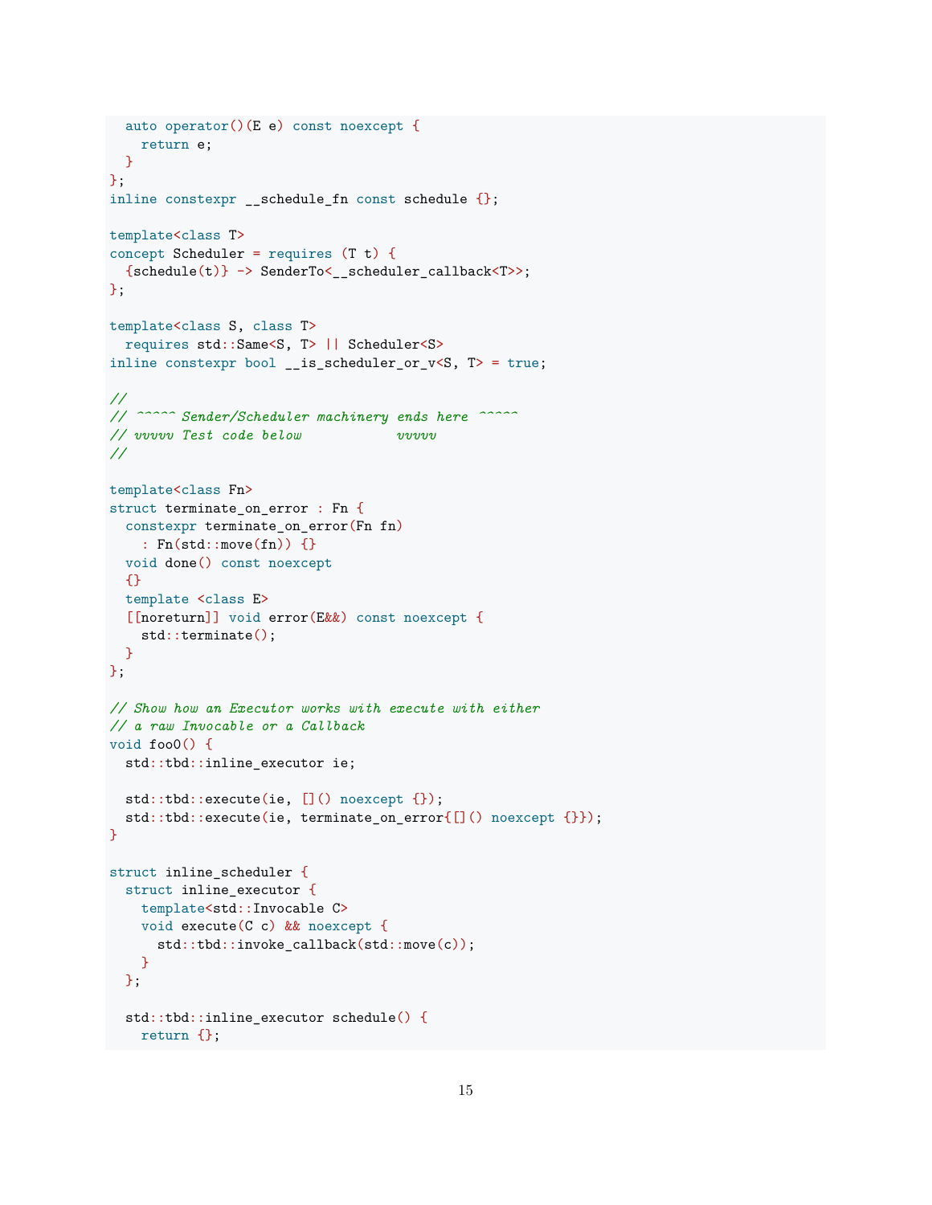```
  auto operator()(E e) const noexcept {
    return e;
  }
};
inline constexpr __schedule_fn const schedule {};

template<class T>
concept Scheduler = requires (T t) {
  {schedule(t)} -> SenderTo<__scheduler_callback<T>>;
};

template<class S, class T>
  requires std::Same<S, T> || Scheduler<S>
inline constexpr bool __is_scheduler_or_v<S, T> = true;

//
// ^^^^^ Sender/Scheduler machinery ends here ^^^^^
// vvvvv Test code below            vvvvv
//

template<class Fn>
struct terminate_on_error : Fn {
  constexpr terminate_on_error(Fn fn)
    : Fn(std::move(fn)) {}
  void done() const noexcept
  {}
  template <class E>
  [[noreturn]] void error(E&&) const noexcept {
    std::terminate();
  }
};

// Show how an Executor works with execute with either
// a raw Invocable or a Callback
void foo0() {
  std::tbd::inline_executor ie;

  std::tbd::execute(ie, []() noexcept {});
  std::tbd::execute(ie, terminate_on_error{[]() noexcept {}});
}

struct inline_scheduler {
  struct inline_executor {
    template<std::Invocable C>
    void execute(C c) && noexcept {
      std::tbd::invoke_callback(std::move(c));
    }
  };

  std::tbd::inline_executor schedule() {
    return {};
```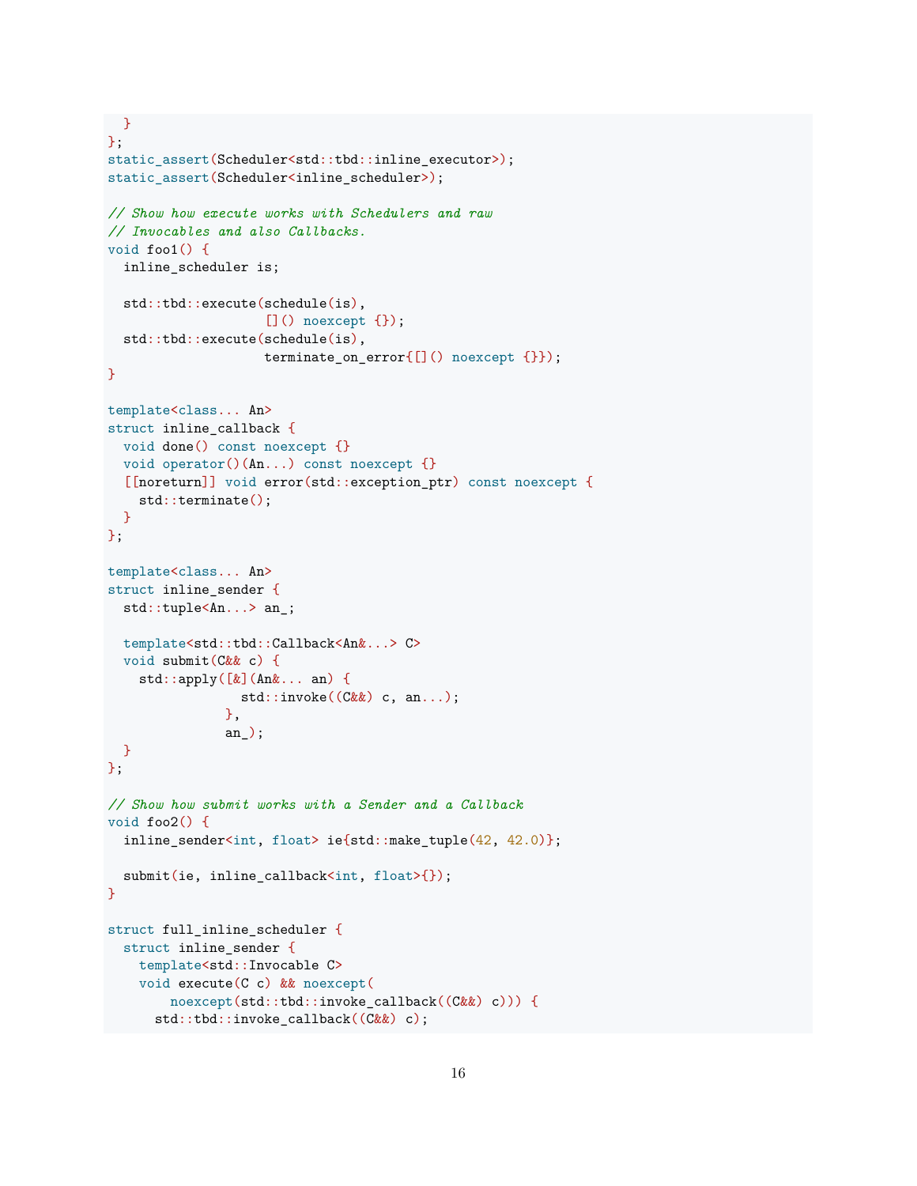```
  }
};
static_assert(Scheduler<std::tbd::inline_executor>);
static_assert(Scheduler<inline_scheduler>);

// Show how execute works with Schedulers and raw
// Invocables and also Callbacks.
void foo1() {
  inline_scheduler is;

  std::tbd::execute(schedule(is),
                    []() noexcept {});
  std::tbd::execute(schedule(is),
                    terminate_on_error{[]() noexcept {}});
}

template<class... An>
struct inline_callback {
  void done() const noexcept {}
  void operator()(An...) const noexcept {}
  [[noreturn]] void error(std::exception_ptr) const noexcept {
    std::terminate();
  }
};

template<class... An>
struct inline_sender {
  std::tuple<An...> an_;

  template<std::tbd::Callback<An&...> C>
  void submit(C&& c) {
    std::apply([&](An&... an) {
                 std::invoke((C&&) c, an...);
               },
               an_);
  }
};

// Show how submit works with a Sender and a Callback
void foo2() {
  inline_sender<int, float> ie{std::make_tuple(42, 42.0)};

  submit(ie, inline_callback<int, float>{});
}

struct full_inline_scheduler {
  struct inline_sender {
    template<std::Invocable C>
    void execute(C c) && noexcept(
        noexcept(std::tbd::invoke_callback((C&&) c))) {
      std::tbd::invoke_callback((C&&) c);
```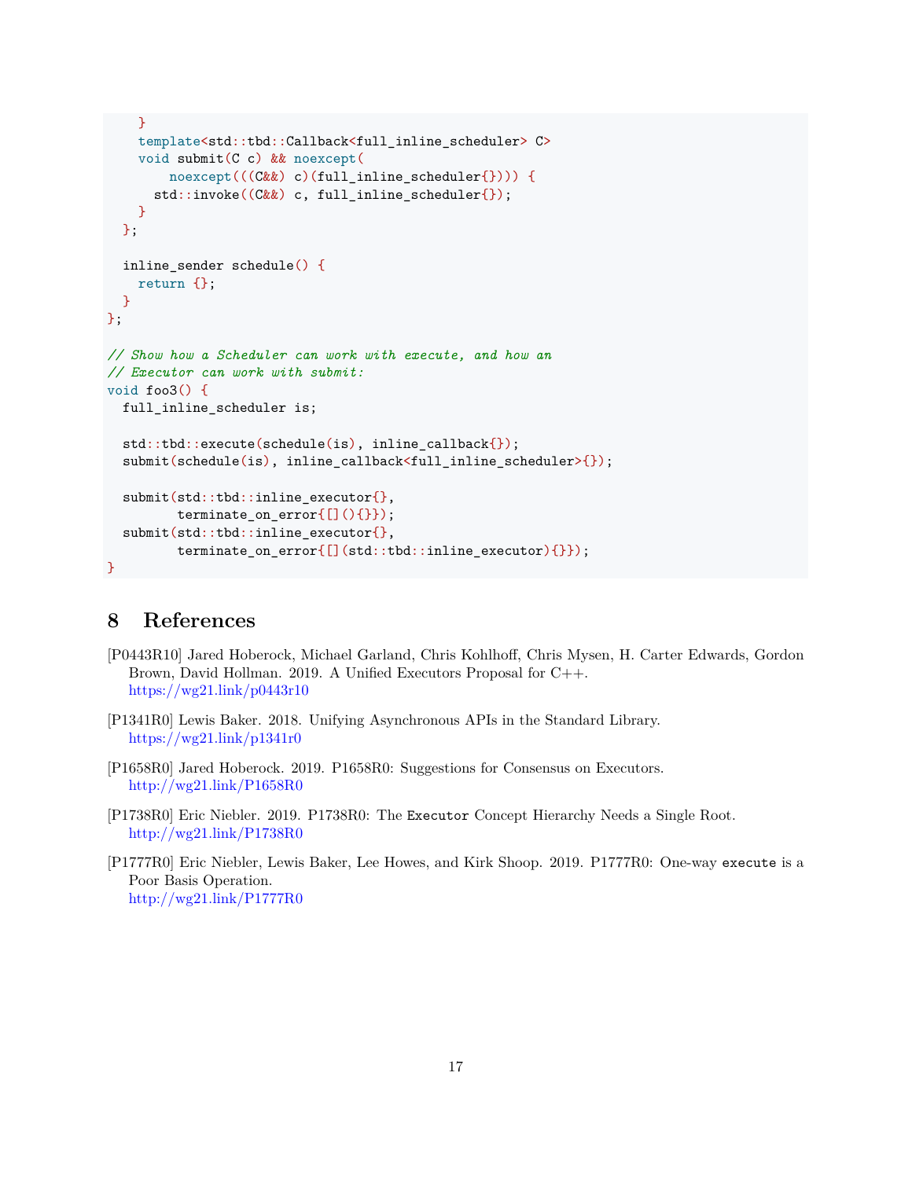```
    }
    template<std::tbd::Callback<full_inline_scheduler> C>
    void submit(C c) && noexcept(
        noexcept(((C&&) c)(full_inline_scheduler{}))) {
      std::invoke((C&&) c, full_inline_scheduler{});
    }
  };

  inline_sender schedule() {
    return {};
  }
};

// Show how a Scheduler can work with execute, and how an
// Executor can work with submit:
void foo3() {
  full_inline_scheduler is;

  std::tbd::execute(schedule(is), inline_callback{});
  submit(schedule(is), inline_callback<full_inline_scheduler>{});

  submit(std::tbd::inline_executor{},
         terminate_on_error{[](){}});
  submit(std::tbd::inline_executor{},
         terminate_on_error{[](std::tbd::inline_executor){}});
}
```

# 8 References

[P0443R10] Jared Hoberock, Michael Garland, Chris Kohlhoff, Chris Mysen, H. Carter Edwards, Gordon Brown, David Hollman. 2019. A Unified Executors Proposal for C++.
https://wg21.link/p0443r10

[P1341R0] Lewis Baker. 2018. Unifying Asynchronous APIs in the Standard Library.
https://wg21.link/p1341r0

[P1658R0] Jared Hoberock. 2019. P1658R0: Suggestions for Consensus on Executors.
http://wg21.link/P1658R0

[P1738R0] Eric Niebler. 2019. P1738R0: The `Executor` Concept Hierarchy Needs a Single Root.
http://wg21.link/P1738R0

[P1777R0] Eric Niebler, Lewis Baker, Lee Howes, and Kirk Shoop. 2019. P1777R0: One-way `execute` is a Poor Basis Operation.
http://wg21.link/P1777R0